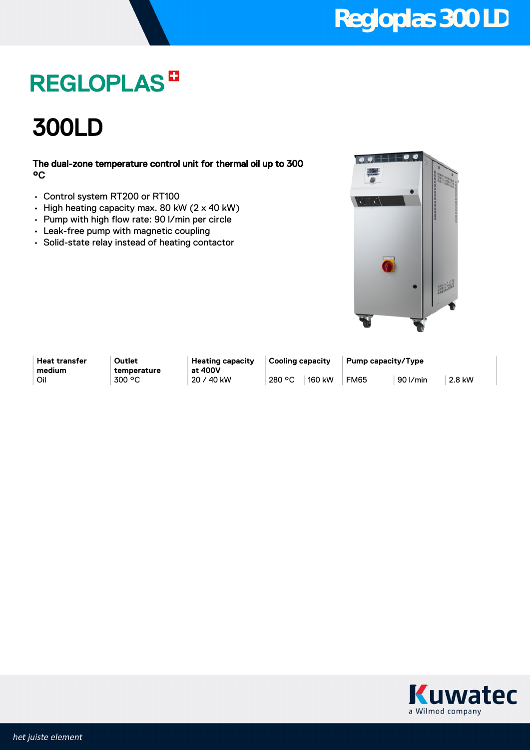# Regloplas 300 LD

REGLOPLAS

## 300LD

**The dual-zone temperature control unit for thermal oil up to 300 °C**

- Control system RT200 or RT100
- High heating capacity max. 80 kW (2 x 40 kW)
- Pump with high flow rate: 90 l/min per circle
- Leak-free pump with magnetic coupling
- Solid-state relay instead of heating contactor

| Heat transfer medium | Outlet temperature | Heating capacity at 400V | Cooling capacity | | Pump capacity/Type | | |
|---|---|---|---|---|---|---|---|
| Oil | 300 °C | 20 / 40 kW | 280 °C | 160 kW | FM65 | 90 l/min | 2.8 kW |

Kuwatec
a Wilmod company

*het juiste element*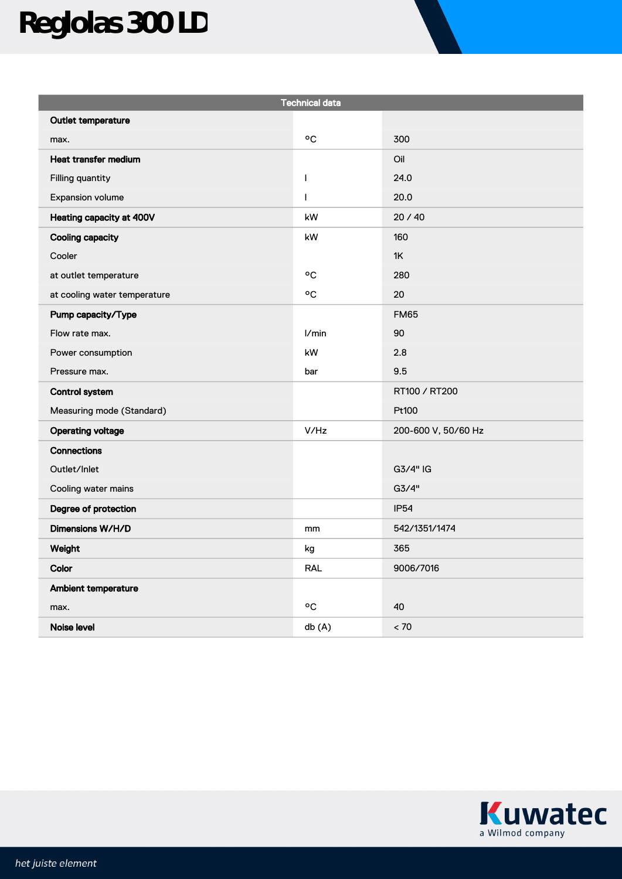# Reglolas 300 LD

| Technical data | | |
|---|---|---|
| **Outlet temperature** | | |
| max. | °C | 300 |
| **Heat transfer medium** | | Oil |
| Filling quantity | l | 24.0 |
| Expansion volume | l | 20.0 |
| **Heating capacity at 400V** | kW | 20 / 40 |
| **Cooling capacity** | kW | 160 |
| Cooler | | 1K |
| at outlet temperature | °C | 280 |
| at cooling water temperature | °C | 20 |
| **Pump capacity/Type** | | FM65 |
| Flow rate max. | l/min | 90 |
| Power consumption | kW | 2.8 |
| Pressure max. | bar | 9.5 |
| **Control system** | | RT100 / RT200 |
| Measuring mode (Standard) | | Pt100 |
| **Operating voltage** | V/Hz | 200-600 V, 50/60 Hz |
| **Connections** | | |
| Outlet/Inlet | | G3/4" IG |
| Cooling water mains | | G3/4" |
| **Degree of protection** | | IP54 |
| **Dimensions W/H/D** | mm | 542/1351/1474 |
| **Weight** | kg | 365 |
| **Color** | RAL | 9006/7016 |
| **Ambient temperature** | | |
| max. | °C | 40 |
| **Noise level** | db (A) | < 70 |

Kuwatec
a Wilmod company

*het juiste element*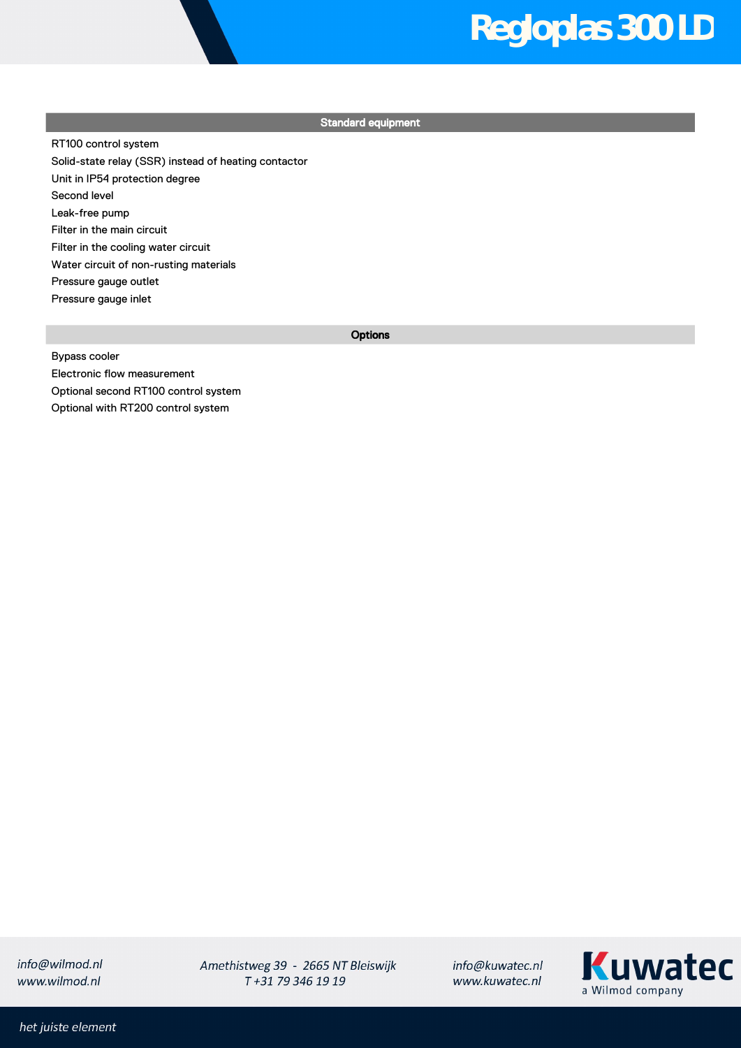# Regloplas 300 LD

| Standard equipment |
|---|
| RT100 control system |
| Solid-state relay (SSR) instead of heating contactor |
| Unit in IP54 protection degree |
| Second level |
| Leak-free pump |
| Filter in the main circuit |
| Filter in the cooling water circuit |
| Water circuit of non-rusting materials |
| Pressure gauge outlet |
| Pressure gauge inlet |

| Options |
|---|
| Bypass cooler |
| Electronic flow measurement |
| Optional second RT100 control system |
| Optional with RT200 control system |

*info@wilmod.nl*
*www.wilmod.nl*

*Amethistweg 39 - 2665 NT Bleiswijk*
*T +31 79 346 19 19*

*info@kuwatec.nl*
*www.kuwatec.nl*

Kuwatec
a Wilmod company

*het juiste element*